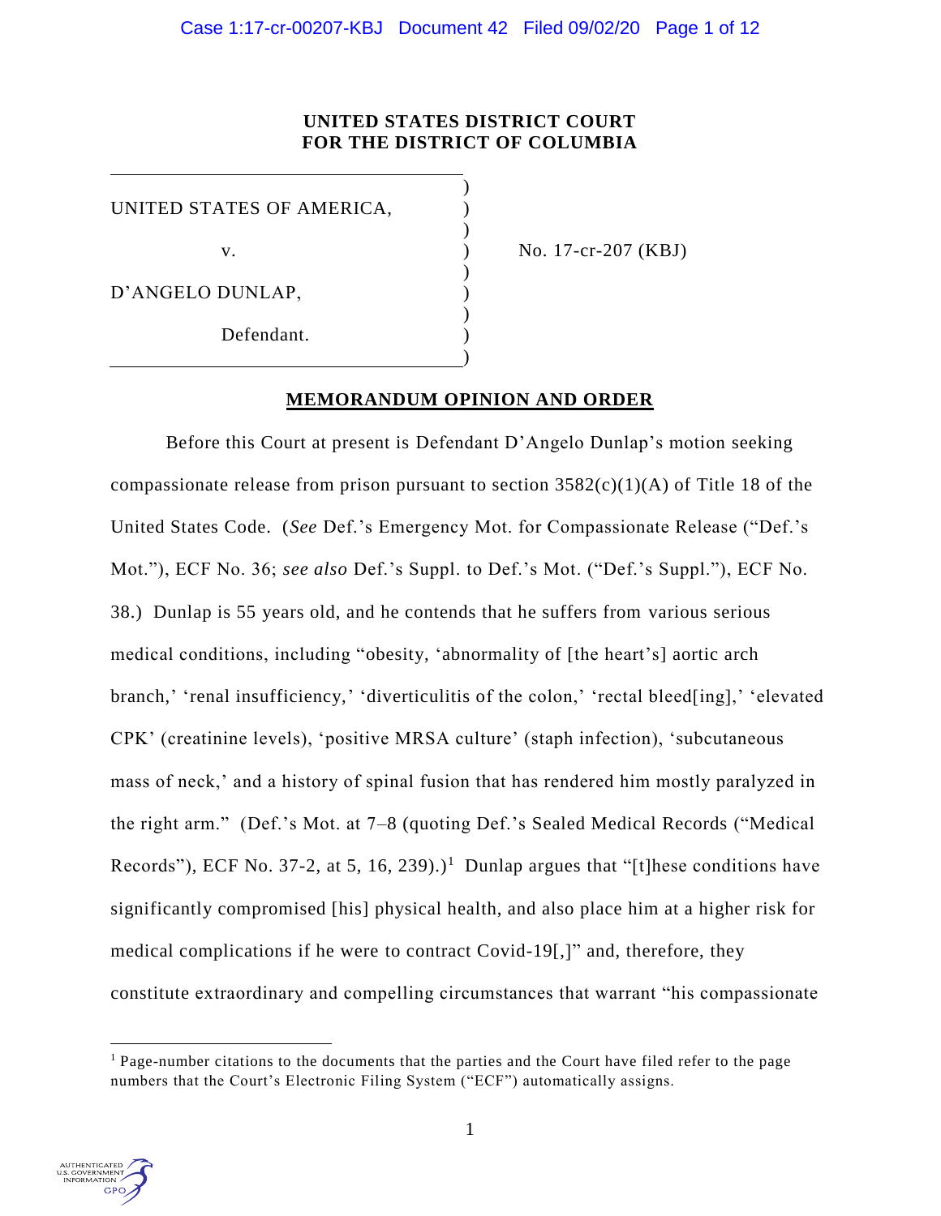**UNITED STATES DISTRICT COURT**
**FOR THE DISTRICT OF COLUMBIA**

| | | |
|---|---|---|
| UNITED STATES OF AMERICA, | ) | |
| v. | ) | No. 17-cr-207 (KBJ) |
| D'ANGELO DUNLAP, | ) | |
| Defendant. | ) | |

**MEMORANDUM OPINION AND ORDER**

Before this Court at present is Defendant D'Angelo Dunlap's motion seeking compassionate release from prison pursuant to section 3582(c)(1)(A) of Title 18 of the United States Code. (*See* Def.'s Emergency Mot. for Compassionate Release ("Def.'s Mot."), ECF No. 36; *see also* Def.'s Suppl. to Def.'s Mot. ("Def.'s Suppl."), ECF No. 38.) Dunlap is 55 years old, and he contends that he suffers from various serious medical conditions, including "obesity, 'abnormality of [the heart's] aortic arch branch,' 'renal insufficiency,' 'diverticulitis of the colon,' 'rectal bleed[ing],' 'elevated CPK' (creatinine levels), 'positive MRSA culture' (staph infection), 'subcutaneous mass of neck,' and a history of spinal fusion that has rendered him mostly paralyzed in the right arm." (Def.'s Mot. at 7–8 (quoting Def.'s Sealed Medical Records ("Medical Records"), ECF No. 37-2, at 5, 16, 239).)[1] Dunlap argues that "[t]hese conditions have significantly compromised [his] physical health, and also place him at a higher risk for medical complications if he were to contract Covid-19[,]" and, therefore, they constitute extraordinary and compelling circumstances that warrant "his compassionate

[1] Page-number citations to the documents that the parties and the Court have filed refer to the page numbers that the Court's Electronic Filing System ("ECF") automatically assigns.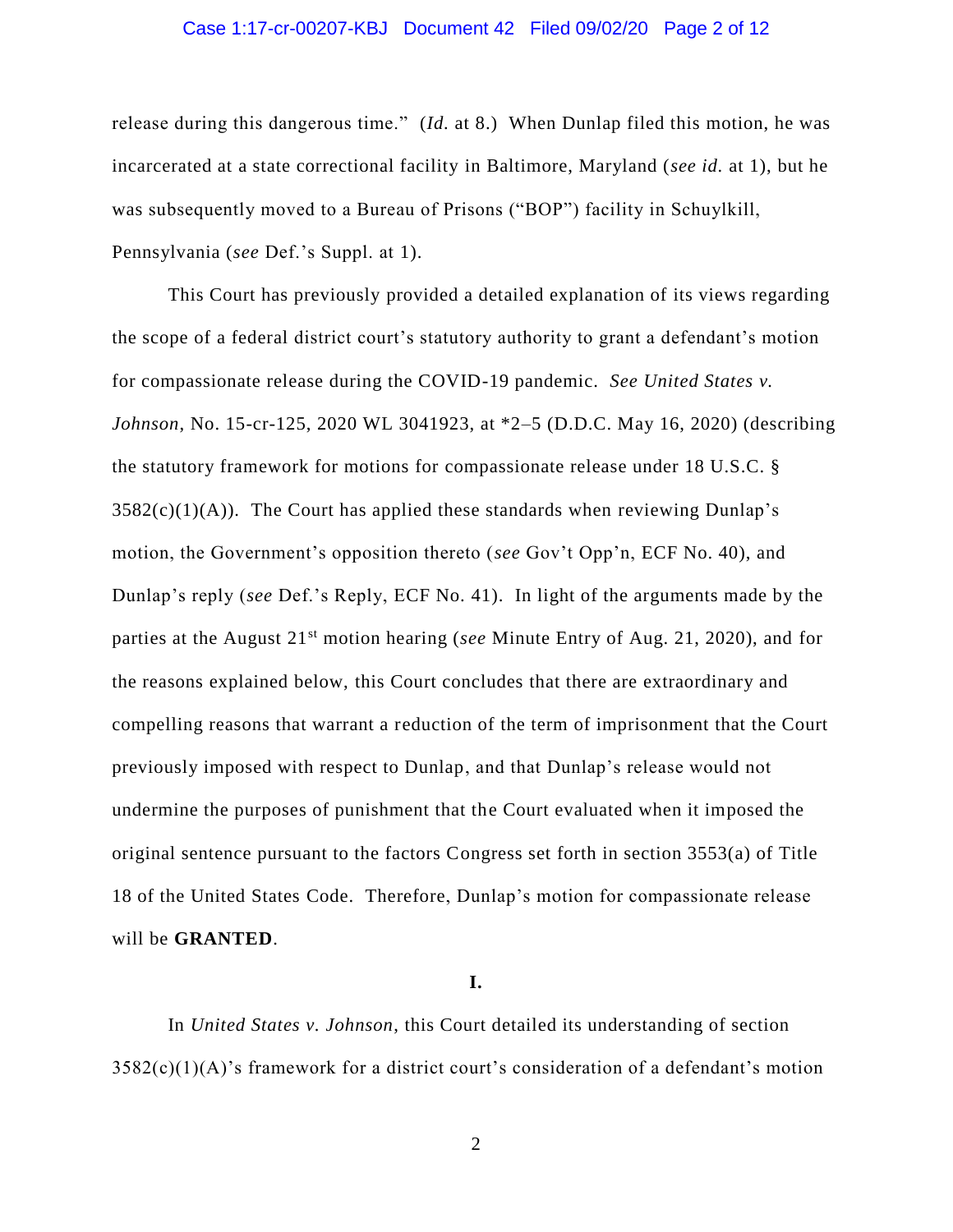release during this dangerous time." (*Id.* at 8.) When Dunlap filed this motion, he was incarcerated at a state correctional facility in Baltimore, Maryland (*see id.* at 1), but he was subsequently moved to a Bureau of Prisons ("BOP") facility in Schuylkill, Pennsylvania (*see* Def.'s Suppl. at 1).

This Court has previously provided a detailed explanation of its views regarding the scope of a federal district court's statutory authority to grant a defendant's motion for compassionate release during the COVID-19 pandemic. *See United States v. Johnson*, No. 15-cr-125, 2020 WL 3041923, at *2–5 (D.D.C. May 16, 2020) (describing the statutory framework for motions for compassionate release under 18 U.S.C. § 3582(c)(1)(A)). The Court has applied these standards when reviewing Dunlap's motion, the Government's opposition thereto (*see* Gov't Opp'n, ECF No. 40), and Dunlap's reply (*see* Def.'s Reply, ECF No. 41). In light of the arguments made by the parties at the August 21st motion hearing (*see* Minute Entry of Aug. 21, 2020), and for the reasons explained below, this Court concludes that there are extraordinary and compelling reasons that warrant a reduction of the term of imprisonment that the Court previously imposed with respect to Dunlap, and that Dunlap's release would not undermine the purposes of punishment that the Court evaluated when it imposed the original sentence pursuant to the factors Congress set forth in section 3553(a) of Title 18 of the United States Code. Therefore, Dunlap's motion for compassionate release will be **GRANTED**.

## I.

In *United States v. Johnson*, this Court detailed its understanding of section 3582(c)(1)(A)'s framework for a district court's consideration of a defendant's motion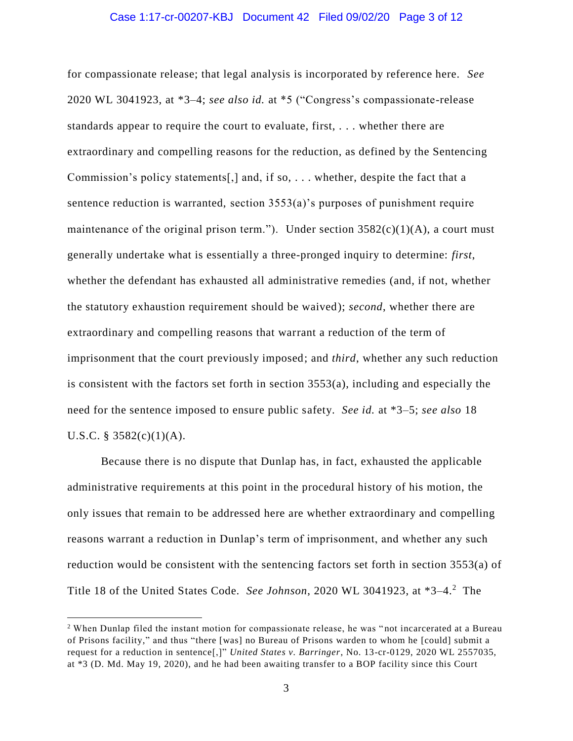for compassionate release; that legal analysis is incorporated by reference here. *See* 2020 WL 3041923, at *3–4; *see also id.* at *5 ("Congress's compassionate-release standards appear to require the court to evaluate, first, . . . whether there are extraordinary and compelling reasons for the reduction, as defined by the Sentencing Commission's policy statements[,] and, if so, . . . whether, despite the fact that a sentence reduction is warranted, section 3553(a)'s purposes of punishment require maintenance of the original prison term."). Under section 3582(c)(1)(A), a court must generally undertake what is essentially a three-pronged inquiry to determine: *first*, whether the defendant has exhausted all administrative remedies (and, if not, whether the statutory exhaustion requirement should be waived); *second*, whether there are extraordinary and compelling reasons that warrant a reduction of the term of imprisonment that the court previously imposed; and *third*, whether any such reduction is consistent with the factors set forth in section 3553(a), including and especially the need for the sentence imposed to ensure public safety. *See id.* at *3–5; *see also* 18 U.S.C. § 3582(c)(1)(A).

Because there is no dispute that Dunlap has, in fact, exhausted the applicable administrative requirements at this point in the procedural history of his motion, the only issues that remain to be addressed here are whether extraordinary and compelling reasons warrant a reduction in Dunlap's term of imprisonment, and whether any such reduction would be consistent with the sentencing factors set forth in section 3553(a) of Title 18 of the United States Code. *See Johnson*, 2020 WL 3041923, at *3–4.[2] The

[2] When Dunlap filed the instant motion for compassionate release, he was "not incarcerated at a Bureau of Prisons facility," and thus "there [was] no Bureau of Prisons warden to whom he [could] submit a request for a reduction in sentence[,]" *United States v. Barringer*, No. 13-cr-0129, 2020 WL 2557035, at *3 (D. Md. May 19, 2020), and he had been awaiting transfer to a BOP facility since this Court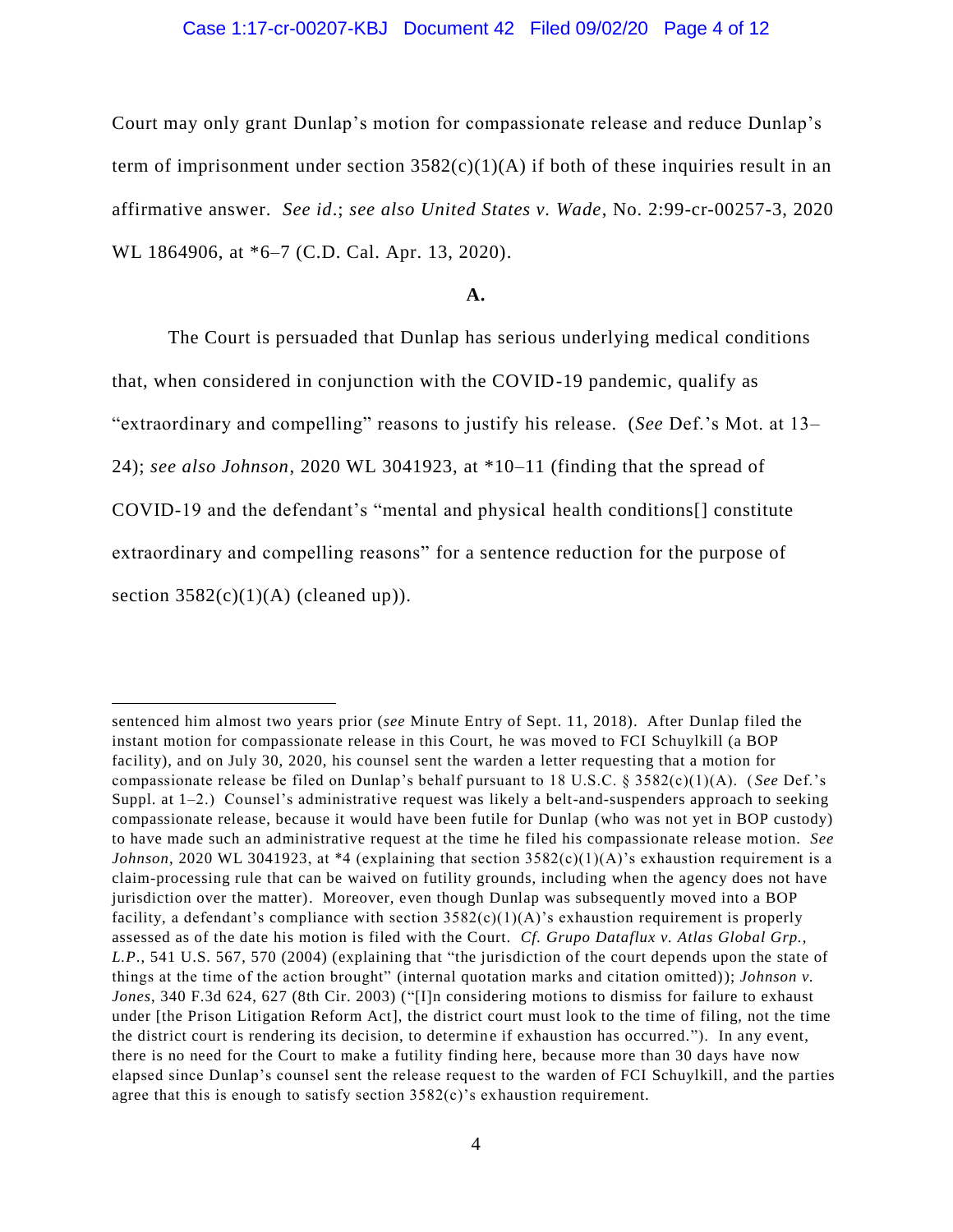Court may only grant Dunlap's motion for compassionate release and reduce Dunlap's term of imprisonment under section 3582(c)(1)(A) if both of these inquiries result in an affirmative answer. *See id*.; *see also United States v. Wade*, No. 2:99-cr-00257-3, 2020 WL 1864906, at *6–7 (C.D. Cal. Apr. 13, 2020).

**A.**

The Court is persuaded that Dunlap has serious underlying medical conditions that, when considered in conjunction with the COVID-19 pandemic, qualify as "extraordinary and compelling" reasons to justify his release. (*See* Def.'s Mot. at 13–24); *see also Johnson*, 2020 WL 3041923, at *10–11 (finding that the spread of COVID-19 and the defendant's "mental and physical health conditions[] constitute extraordinary and compelling reasons" for a sentence reduction for the purpose of section 3582(c)(1)(A) (cleaned up)).

---

sentenced him almost two years prior (*see* Minute Entry of Sept. 11, 2018). After Dunlap filed the instant motion for compassionate release in this Court, he was moved to FCI Schuylkill (a BOP facility), and on July 30, 2020, his counsel sent the warden a letter requesting that a motion for compassionate release be filed on Dunlap's behalf pursuant to 18 U.S.C. § 3582(c)(1)(A). (*See* Def.'s Suppl. at 1–2.) Counsel's administrative request was likely a belt-and-suspenders approach to seeking compassionate release, because it would have been futile for Dunlap (who was not yet in BOP custody) to have made such an administrative request at the time he filed his compassionate release motion. *See Johnson*, 2020 WL 3041923, at *4 (explaining that section 3582(c)(1)(A)'s exhaustion requirement is a claim-processing rule that can be waived on futility grounds, including when the agency does not have jurisdiction over the matter). Moreover, even though Dunlap was subsequently moved into a BOP facility, a defendant's compliance with section 3582(c)(1)(A)'s exhaustion requirement is properly assessed as of the date his motion is filed with the Court. *Cf. Grupo Dataflux v. Atlas Global Grp., L.P.*, 541 U.S. 567, 570 (2004) (explaining that "the jurisdiction of the court depends upon the state of things at the time of the action brought" (internal quotation marks and citation omitted)); *Johnson v. Jones*, 340 F.3d 624, 627 (8th Cir. 2003) ("[I]n considering motions to dismiss for failure to exhaust under [the Prison Litigation Reform Act], the district court must look to the time of filing, not the time the district court is rendering its decision, to determine if exhaustion has occurred."). In any event, there is no need for the Court to make a futility finding here, because more than 30 days have now elapsed since Dunlap's counsel sent the release request to the warden of FCI Schuylkill, and the parties agree that this is enough to satisfy section 3582(c)'s exhaustion requirement.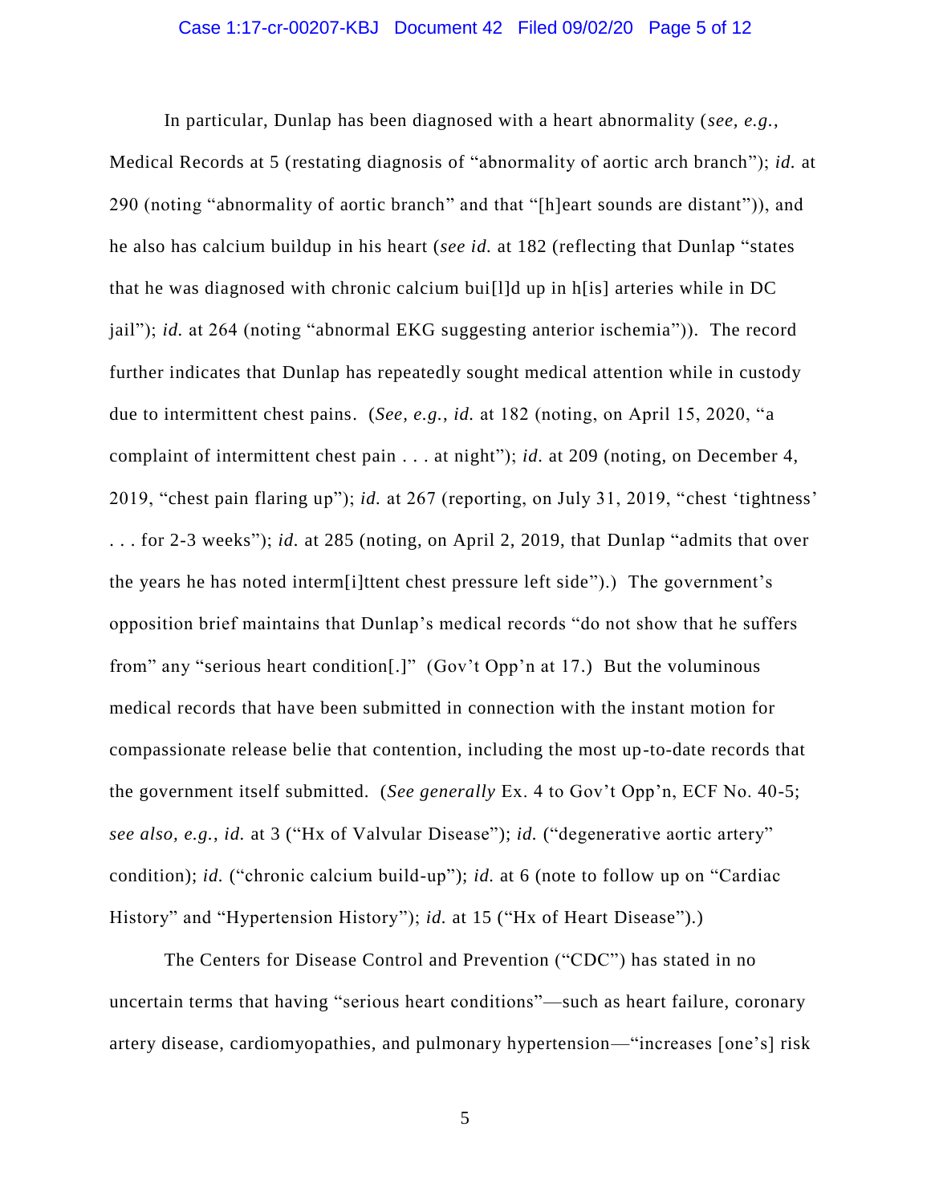In particular, Dunlap has been diagnosed with a heart abnormality (*see, e.g.*, Medical Records at 5 (restating diagnosis of "abnormality of aortic arch branch"); *id.* at 290 (noting "abnormality of aortic branch" and that "[h]eart sounds are distant")), and he also has calcium buildup in his heart (*see id.* at 182 (reflecting that Dunlap "states that he was diagnosed with chronic calcium bui[l]d up in h[is] arteries while in DC jail"); *id.* at 264 (noting "abnormal EKG suggesting anterior ischemia")). The record further indicates that Dunlap has repeatedly sought medical attention while in custody due to intermittent chest pains. (*See, e.g.*, *id.* at 182 (noting, on April 15, 2020, "a complaint of intermittent chest pain . . . at night"); *id.* at 209 (noting, on December 4, 2019, "chest pain flaring up"); *id.* at 267 (reporting, on July 31, 2019, "chest 'tightness' . . . for 2-3 weeks"); *id.* at 285 (noting, on April 2, 2019, that Dunlap "admits that over the years he has noted interm[i]ttent chest pressure left side").) The government's opposition brief maintains that Dunlap's medical records "do not show that he suffers from" any "serious heart condition[.]" (Gov't Opp'n at 17.) But the voluminous medical records that have been submitted in connection with the instant motion for compassionate release belie that contention, including the most up-to-date records that the government itself submitted. (*See generally* Ex. 4 to Gov't Opp'n, ECF No. 40-5; *see also, e.g.*, *id.* at 3 ("Hx of Valvular Disease"); *id.* ("degenerative aortic artery" condition); *id.* ("chronic calcium build-up"); *id.* at 6 (note to follow up on "Cardiac History" and "Hypertension History"); *id.* at 15 ("Hx of Heart Disease").)

The Centers for Disease Control and Prevention ("CDC") has stated in no uncertain terms that having "serious heart conditions"—such as heart failure, coronary artery disease, cardiomyopathies, and pulmonary hypertension—"increases [one's] risk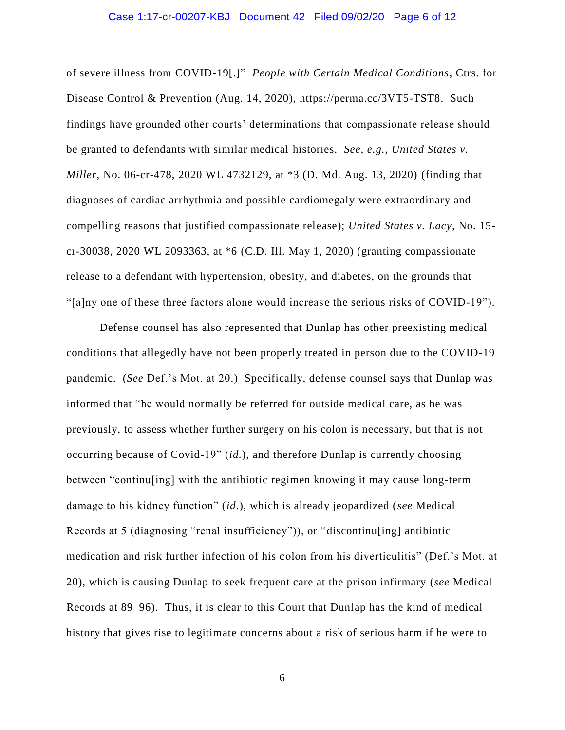of severe illness from COVID-19[.]" *People with Certain Medical Conditions*, Ctrs. for Disease Control & Prevention (Aug. 14, 2020), https://perma.cc/3VT5-TST8. Such findings have grounded other courts' determinations that compassionate release should be granted to defendants with similar medical histories. *See, e.g.*, *United States v. Miller*, No. 06-cr-478, 2020 WL 4732129, at *3 (D. Md. Aug. 13, 2020) (finding that diagnoses of cardiac arrhythmia and possible cardiomegaly were extraordinary and compelling reasons that justified compassionate release); *United States v. Lacy*, No. 15-cr-30038, 2020 WL 2093363, at *6 (C.D. Ill. May 1, 2020) (granting compassionate release to a defendant with hypertension, obesity, and diabetes, on the grounds that "[a]ny one of these three factors alone would increase the serious risks of COVID-19").

Defense counsel has also represented that Dunlap has other preexisting medical conditions that allegedly have not been properly treated in person due to the COVID-19 pandemic. (*See* Def.'s Mot. at 20.) Specifically, defense counsel says that Dunlap was informed that "he would normally be referred for outside medical care, as he was previously, to assess whether further surgery on his colon is necessary, but that is not occurring because of Covid-19" (*id.*), and therefore Dunlap is currently choosing between "continu[ing] with the antibiotic regimen knowing it may cause long-term damage to his kidney function" (*id*.), which is already jeopardized (*see* Medical Records at 5 (diagnosing "renal insufficiency")), or "discontinu[ing] antibiotic medication and risk further infection of his colon from his diverticulitis" (Def.'s Mot. at 20), which is causing Dunlap to seek frequent care at the prison infirmary (*see* Medical Records at 89–96). Thus, it is clear to this Court that Dunlap has the kind of medical history that gives rise to legitimate concerns about a risk of serious harm if he were to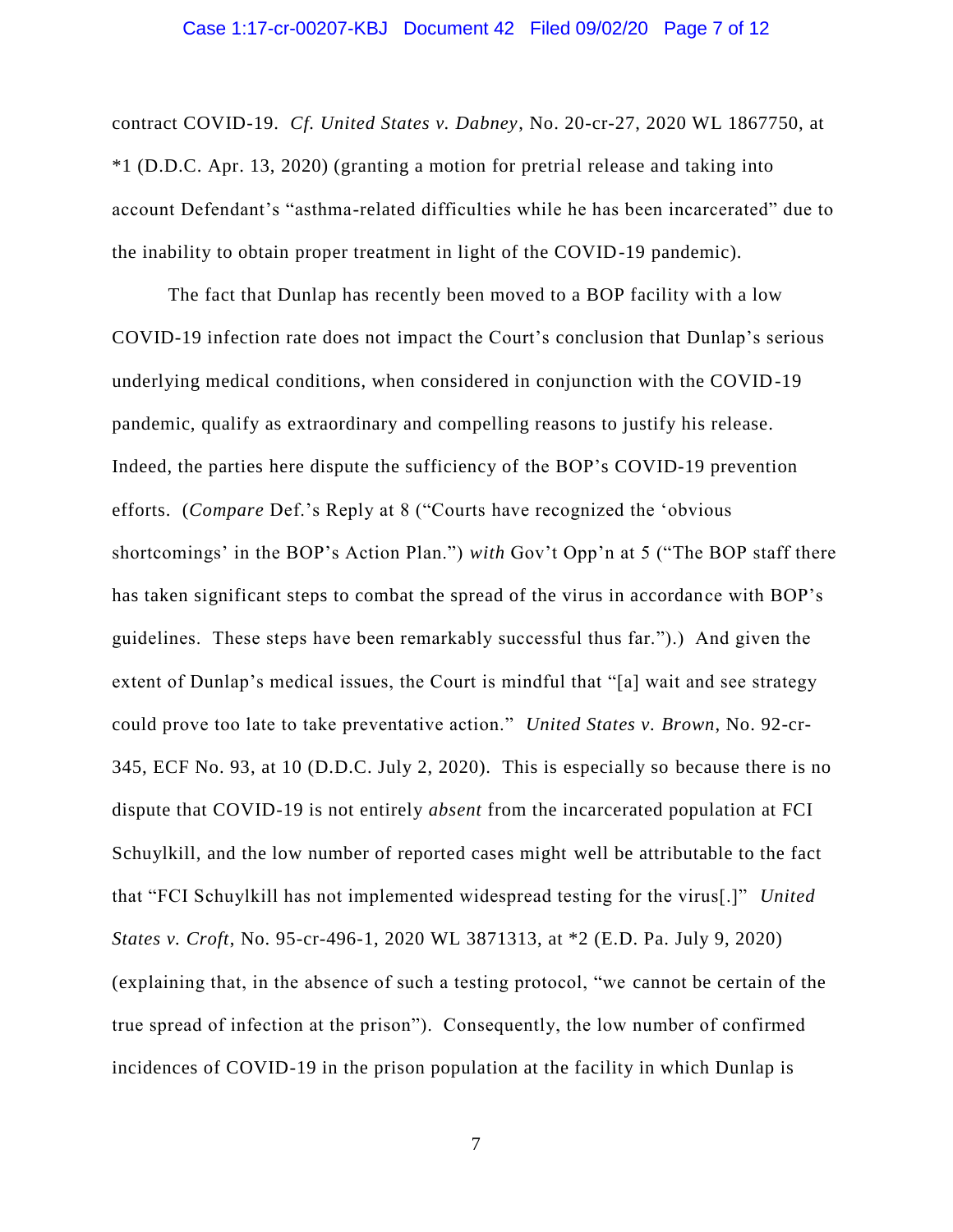contract COVID-19. *Cf. United States v. Dabney*, No. 20-cr-27, 2020 WL 1867750, at *1 (D.D.C. Apr. 13, 2020) (granting a motion for pretrial release and taking into account Defendant's "asthma-related difficulties while he has been incarcerated" due to the inability to obtain proper treatment in light of the COVID-19 pandemic).

The fact that Dunlap has recently been moved to a BOP facility with a low COVID-19 infection rate does not impact the Court's conclusion that Dunlap's serious underlying medical conditions, when considered in conjunction with the COVID-19 pandemic, qualify as extraordinary and compelling reasons to justify his release. Indeed, the parties here dispute the sufficiency of the BOP's COVID-19 prevention efforts. (*Compare* Def.'s Reply at 8 ("Courts have recognized the 'obvious shortcomings' in the BOP's Action Plan.") *with* Gov't Opp'n at 5 ("The BOP staff there has taken significant steps to combat the spread of the virus in accordance with BOP's guidelines. These steps have been remarkably successful thus far.").) And given the extent of Dunlap's medical issues, the Court is mindful that "[a] wait and see strategy could prove too late to take preventative action." *United States v. Brown*, No. 92-cr-345, ECF No. 93, at 10 (D.D.C. July 2, 2020). This is especially so because there is no dispute that COVID-19 is not entirely *absent* from the incarcerated population at FCI Schuylkill, and the low number of reported cases might well be attributable to the fact that "FCI Schuylkill has not implemented widespread testing for the virus[.]" *United States v. Croft*, No. 95-cr-496-1, 2020 WL 3871313, at *2 (E.D. Pa. July 9, 2020) (explaining that, in the absence of such a testing protocol, "we cannot be certain of the true spread of infection at the prison"). Consequently, the low number of confirmed incidences of COVID-19 in the prison population at the facility in which Dunlap is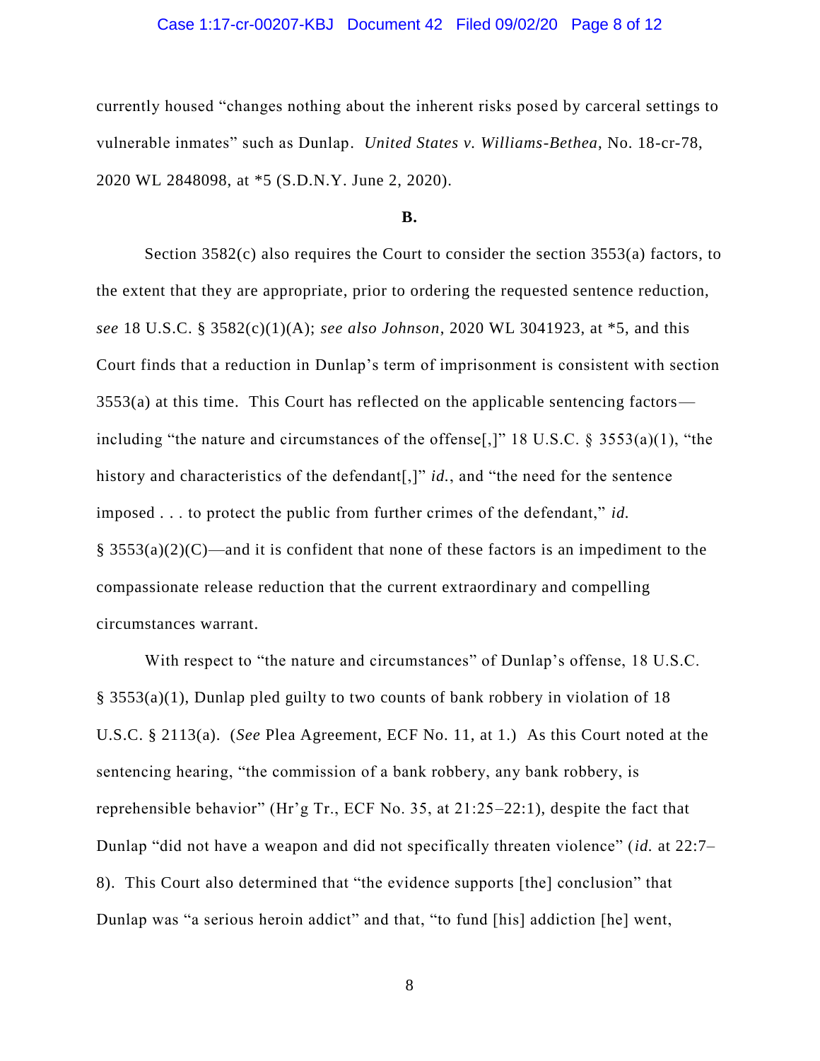currently housed "changes nothing about the inherent risks posed by carceral settings to vulnerable inmates" such as Dunlap. *United States v. Williams-Bethea*, No. 18-cr-78, 2020 WL 2848098, at *5 (S.D.N.Y. June 2, 2020).

**B.**

Section 3582(c) also requires the Court to consider the section 3553(a) factors, to the extent that they are appropriate, prior to ordering the requested sentence reduction, *see* 18 U.S.C. § 3582(c)(1)(A); *see also Johnson*, 2020 WL 3041923, at *5, and this Court finds that a reduction in Dunlap's term of imprisonment is consistent with section 3553(a) at this time. This Court has reflected on the applicable sentencing factors—including "the nature and circumstances of the offense[,]" 18 U.S.C. § 3553(a)(1), "the history and characteristics of the defendant[,]" *id.*, and "the need for the sentence imposed . . . to protect the public from further crimes of the defendant," *id.* § 3553(a)(2)(C)—and it is confident that none of these factors is an impediment to the compassionate release reduction that the current extraordinary and compelling circumstances warrant.

With respect to "the nature and circumstances" of Dunlap's offense, 18 U.S.C. § 3553(a)(1), Dunlap pled guilty to two counts of bank robbery in violation of 18 U.S.C. § 2113(a). (*See* Plea Agreement, ECF No. 11, at 1.) As this Court noted at the sentencing hearing, "the commission of a bank robbery, any bank robbery, is reprehensible behavior" (Hr'g Tr., ECF No. 35, at 21:25–22:1), despite the fact that Dunlap "did not have a weapon and did not specifically threaten violence" (*id.* at 22:7–8). This Court also determined that "the evidence supports [the] conclusion" that Dunlap was "a serious heroin addict" and that, "to fund [his] addiction [he] went,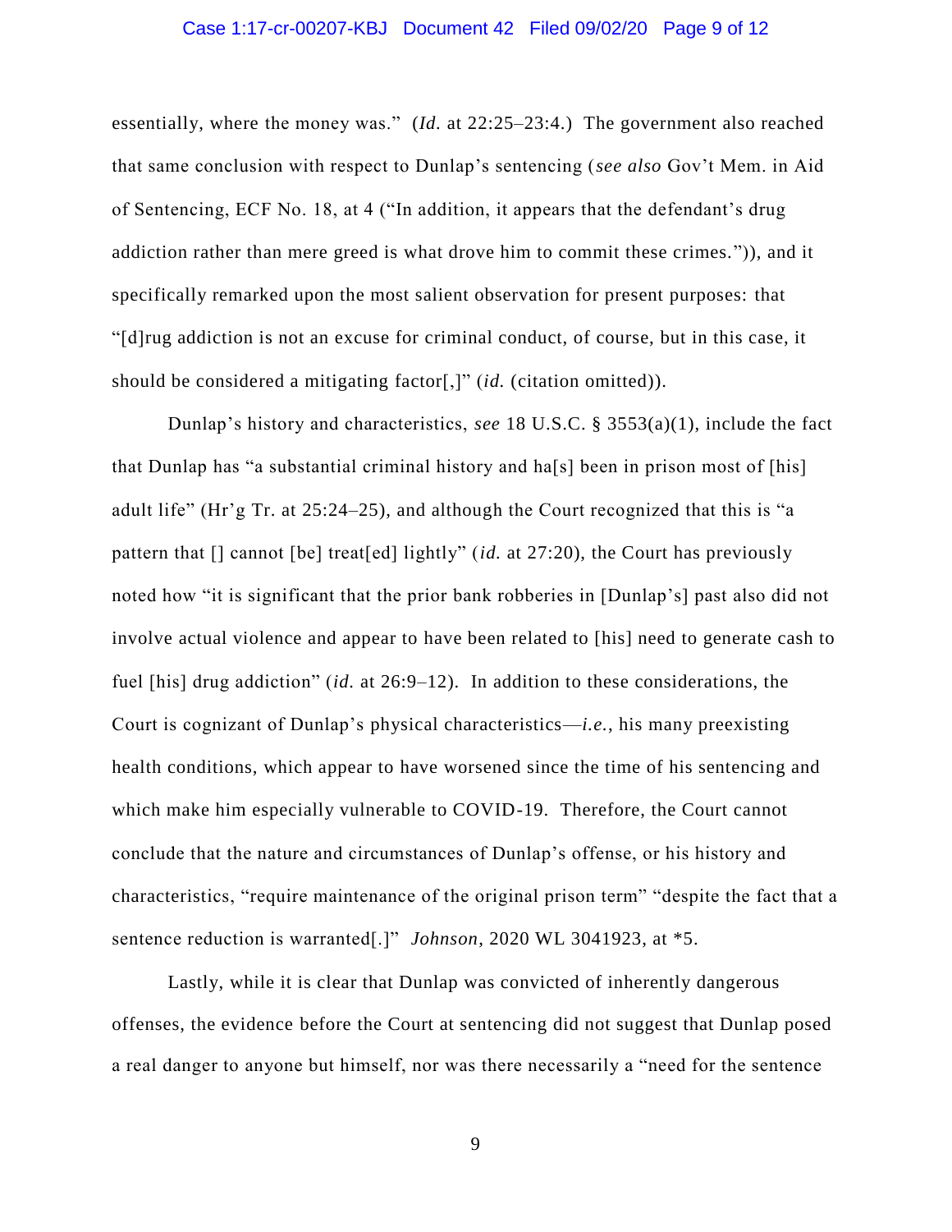essentially, where the money was." (*Id.* at 22:25–23:4.) The government also reached that same conclusion with respect to Dunlap's sentencing (*see also* Gov't Mem. in Aid of Sentencing, ECF No. 18, at 4 ("In addition, it appears that the defendant's drug addiction rather than mere greed is what drove him to commit these crimes.")), and it specifically remarked upon the most salient observation for present purposes: that "[d]rug addiction is not an excuse for criminal conduct, of course, but in this case, it should be considered a mitigating factor[,]" (*id.* (citation omitted)).

Dunlap's history and characteristics, *see* 18 U.S.C. § 3553(a)(1), include the fact that Dunlap has "a substantial criminal history and ha[s] been in prison most of [his] adult life" (Hr'g Tr. at 25:24–25), and although the Court recognized that this is "a pattern that [] cannot [be] treat[ed] lightly" (*id.* at 27:20), the Court has previously noted how "it is significant that the prior bank robberies in [Dunlap's] past also did not involve actual violence and appear to have been related to [his] need to generate cash to fuel [his] drug addiction" (*id.* at 26:9–12). In addition to these considerations, the Court is cognizant of Dunlap's physical characteristics—*i.e.*, his many preexisting health conditions, which appear to have worsened since the time of his sentencing and which make him especially vulnerable to COVID-19. Therefore, the Court cannot conclude that the nature and circumstances of Dunlap's offense, or his history and characteristics, "require maintenance of the original prison term" "despite the fact that a sentence reduction is warranted[.]" *Johnson*, 2020 WL 3041923, at *5.

Lastly, while it is clear that Dunlap was convicted of inherently dangerous offenses, the evidence before the Court at sentencing did not suggest that Dunlap posed a real danger to anyone but himself, nor was there necessarily a "need for the sentence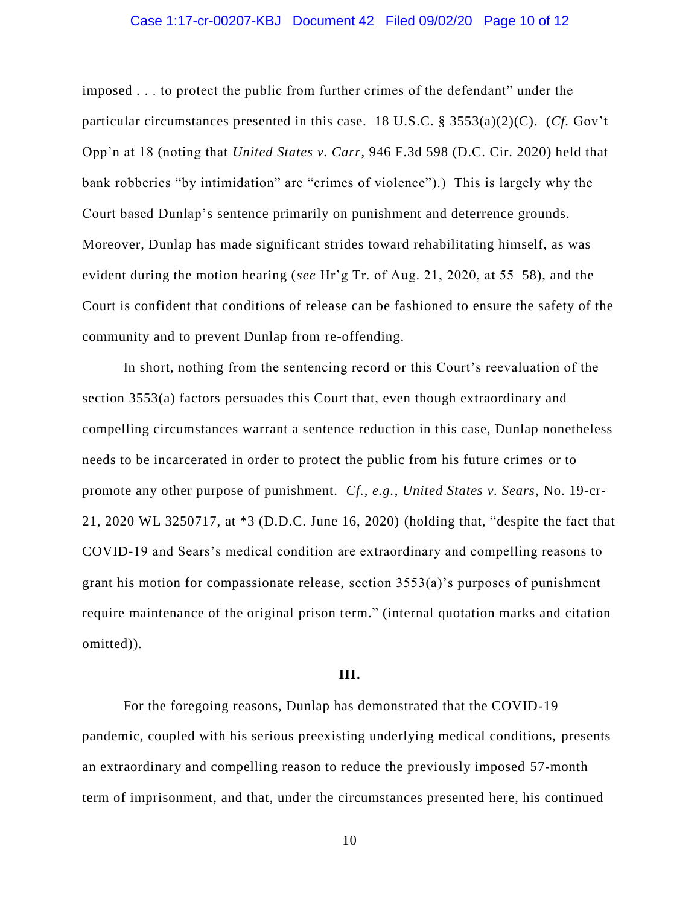imposed . . . to protect the public from further crimes of the defendant" under the particular circumstances presented in this case. 18 U.S.C. § 3553(a)(2)(C). (*Cf.* Gov't Opp'n at 18 (noting that *United States v. Carr*, 946 F.3d 598 (D.C. Cir. 2020) held that bank robberies "by intimidation" are "crimes of violence").) This is largely why the Court based Dunlap's sentence primarily on punishment and deterrence grounds. Moreover, Dunlap has made significant strides toward rehabilitating himself, as was evident during the motion hearing (*see* Hr'g Tr. of Aug. 21, 2020, at 55–58), and the Court is confident that conditions of release can be fashioned to ensure the safety of the community and to prevent Dunlap from re-offending.

In short, nothing from the sentencing record or this Court's reevaluation of the section 3553(a) factors persuades this Court that, even though extraordinary and compelling circumstances warrant a sentence reduction in this case, Dunlap nonetheless needs to be incarcerated in order to protect the public from his future crimes or to promote any other purpose of punishment. *Cf., e.g.*, *United States v. Sears*, No. 19-cr-21, 2020 WL 3250717, at *3 (D.D.C. June 16, 2020) (holding that, "despite the fact that COVID-19 and Sears's medical condition are extraordinary and compelling reasons to grant his motion for compassionate release, section 3553(a)'s purposes of punishment require maintenance of the original prison term." (internal quotation marks and citation omitted)).

## III.

For the foregoing reasons, Dunlap has demonstrated that the COVID-19 pandemic, coupled with his serious preexisting underlying medical conditions, presents an extraordinary and compelling reason to reduce the previously imposed 57-month term of imprisonment, and that, under the circumstances presented here, his continued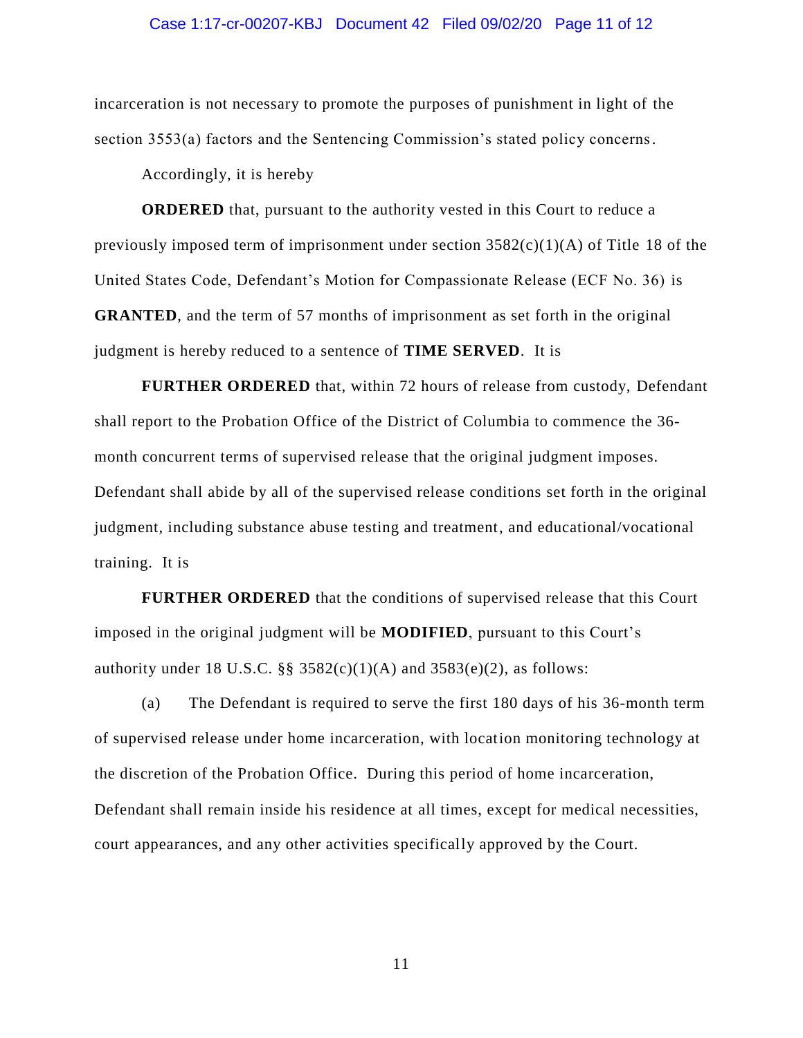incarceration is not necessary to promote the purposes of punishment in light of the section 3553(a) factors and the Sentencing Commission's stated policy concerns.

Accordingly, it is hereby

**ORDERED** that, pursuant to the authority vested in this Court to reduce a previously imposed term of imprisonment under section 3582(c)(1)(A) of Title 18 of the United States Code, Defendant's Motion for Compassionate Release (ECF No. 36) is **GRANTED**, and the term of 57 months of imprisonment as set forth in the original judgment is hereby reduced to a sentence of **TIME SERVED**. It is

**FURTHER ORDERED** that, within 72 hours of release from custody, Defendant shall report to the Probation Office of the District of Columbia to commence the 36-month concurrent terms of supervised release that the original judgment imposes. Defendant shall abide by all of the supervised release conditions set forth in the original judgment, including substance abuse testing and treatment, and educational/vocational training. It is

**FURTHER ORDERED** that the conditions of supervised release that this Court imposed in the original judgment will be **MODIFIED**, pursuant to this Court's authority under 18 U.S.C. §§ 3582(c)(1)(A) and 3583(e)(2), as follows:

(a) The Defendant is required to serve the first 180 days of his 36-month term of supervised release under home incarceration, with location monitoring technology at the discretion of the Probation Office. During this period of home incarceration, Defendant shall remain inside his residence at all times, except for medical necessities, court appearances, and any other activities specifically approved by the Court.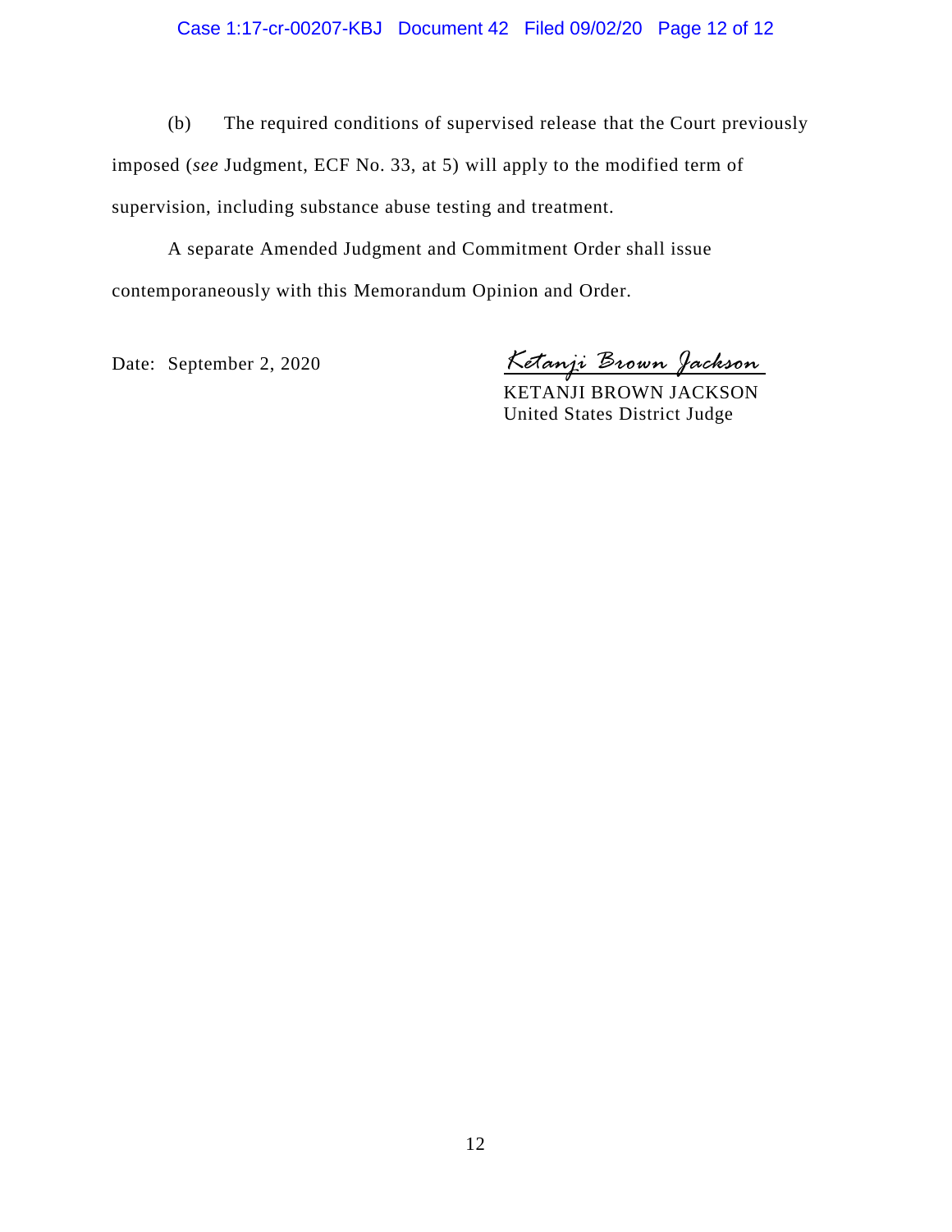(b) The required conditions of supervised release that the Court previously imposed (*see* Judgment, ECF No. 33, at 5) will apply to the modified term of supervision, including substance abuse testing and treatment.

A separate Amended Judgment and Commitment Order shall issue contemporaneously with this Memorandum Opinion and Order.

Date: September 2, 2020

*Ketanji Brown Jackson*

KETANJI BROWN JACKSON
United States District Judge